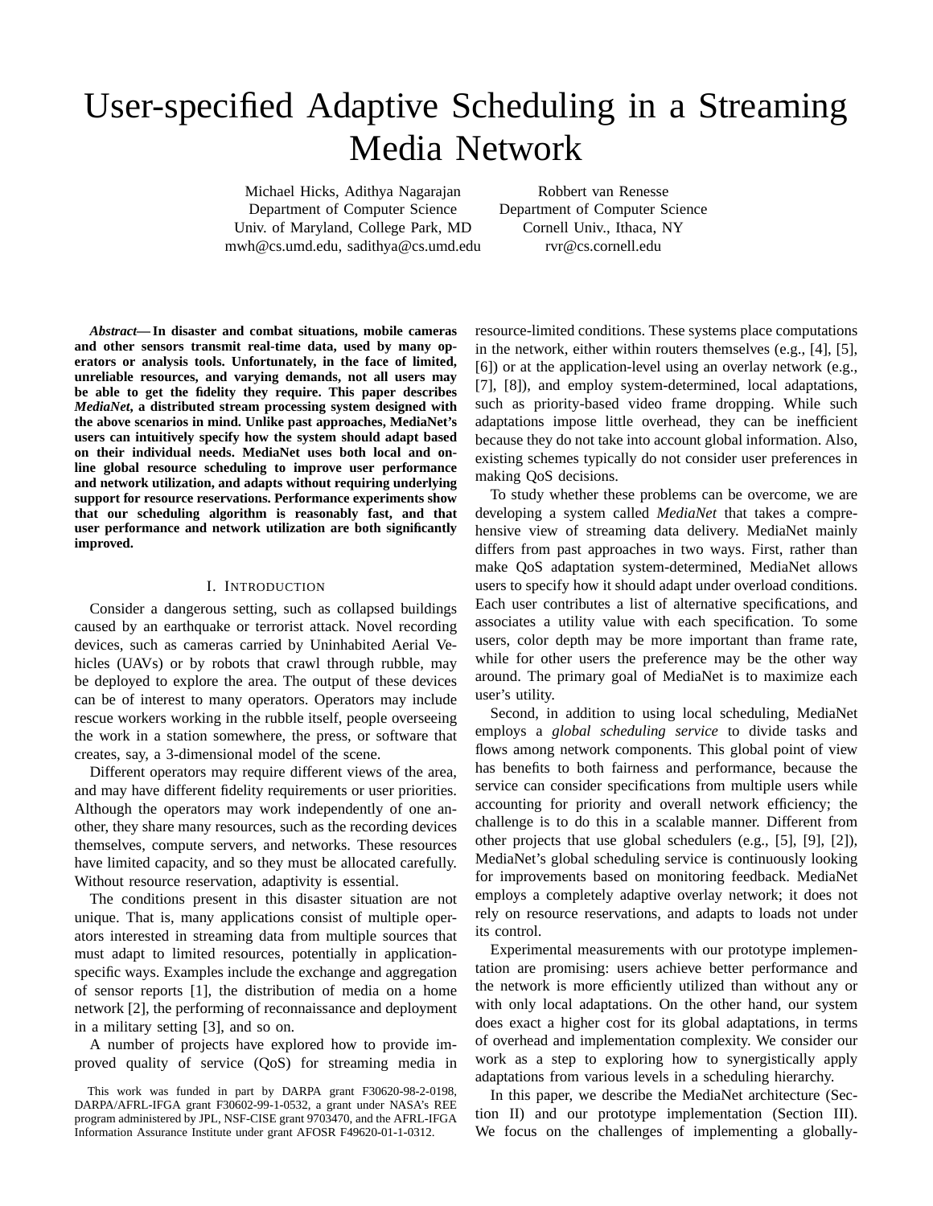# User-specified Adaptive Scheduling in a Streaming Media Network

Michael Hicks, Adithya Nagarajan
Department of Computer Science
Univ. of Maryland, College Park, MD
mwh@cs.umd.edu, sadithya@cs.umd.edu

Robbert van Renesse
Department of Computer Science
Cornell Univ., Ithaca, NY
rvr@cs.cornell.edu

***Abstract*— In disaster and combat situations, mobile cameras and other sensors transmit real-time data, used by many operators or analysis tools. Unfortunately, in the face of limited, unreliable resources, and varying demands, not all users may be able to get the fidelity they require. This paper describes *MediaNet*, a distributed stream processing system designed with the above scenarios in mind. Unlike past approaches, MediaNet's users can intuitively specify how the system should adapt based on their individual needs. MediaNet uses both local and on-line global resource scheduling to improve user performance and network utilization, and adapts without requiring underlying support for resource reservations. Performance experiments show that our scheduling algorithm is reasonably fast, and that user performance and network utilization are both significantly improved.**

## I. Introduction

Consider a dangerous setting, such as collapsed buildings caused by an earthquake or terrorist attack. Novel recording devices, such as cameras carried by Uninhabited Aerial Vehicles (UAVs) or by robots that crawl through rubble, may be deployed to explore the area. The output of these devices can be of interest to many operators. Operators may include rescue workers working in the rubble itself, people overseeing the work in a station somewhere, the press, or software that creates, say, a 3-dimensional model of the scene.

Different operators may require different views of the area, and may have different fidelity requirements or user priorities. Although the operators may work independently of one another, they share many resources, such as the recording devices themselves, compute servers, and networks. These resources have limited capacity, and so they must be allocated carefully. Without resource reservation, adaptivity is essential.

The conditions present in this disaster situation are not unique. That is, many applications consist of multiple operators interested in streaming data from multiple sources that must adapt to limited resources, potentially in application-specific ways. Examples include the exchange and aggregation of sensor reports [1], the distribution of media on a home network [2], the performing of reconnaissance and deployment in a military setting [3], and so on.

A number of projects have explored how to provide improved quality of service (QoS) for streaming media in resource-limited conditions. These systems place computations in the network, either within routers themselves (e.g., [4], [5], [6]) or at the application-level using an overlay network (e.g., [7], [8]), and employ system-determined, local adaptations, such as priority-based video frame dropping. While such adaptations impose little overhead, they can be inefficient because they do not take into account global information. Also, existing schemes typically do not consider user preferences in making QoS decisions.

To study whether these problems can be overcome, we are developing a system called *MediaNet* that takes a comprehensive view of streaming data delivery. MediaNet mainly differs from past approaches in two ways. First, rather than make QoS adaptation system-determined, MediaNet allows users to specify how it should adapt under overload conditions. Each user contributes a list of alternative specifications, and associates a utility value with each specification. To some users, color depth may be more important than frame rate, while for other users the preference may be the other way around. The primary goal of MediaNet is to maximize each user's utility.

Second, in addition to using local scheduling, MediaNet employs a *global scheduling service* to divide tasks and flows among network components. This global point of view has benefits to both fairness and performance, because the service can consider specifications from multiple users while accounting for priority and overall network efficiency; the challenge is to do this in a scalable manner. Different from other projects that use global schedulers (e.g., [5], [9], [2]), MediaNet's global scheduling service is continuously looking for improvements based on monitoring feedback. MediaNet employs a completely adaptive overlay network; it does not rely on resource reservations, and adapts to loads not under its control.

Experimental measurements with our prototype implementation are promising: users achieve better performance and the network is more efficiently utilized than without any or with only local adaptations. On the other hand, our system does exact a higher cost for its global adaptations, in terms of overhead and implementation complexity. We consider our work as a step to exploring how to synergistically apply adaptations from various levels in a scheduling hierarchy.

In this paper, we describe the MediaNet architecture (Section II) and our prototype implementation (Section III). We focus on the challenges of implementing a globally-

This work was funded in part by DARPA grant F30620-98-2-0198, DARPA/AFRL-IFGA grant F30602-99-1-0532, a grant under NASA's REE program administered by JPL, NSF-CISE grant 9703470, and the AFRL-IFGA Information Assurance Institute under grant AFOSR F49620-01-1-0312.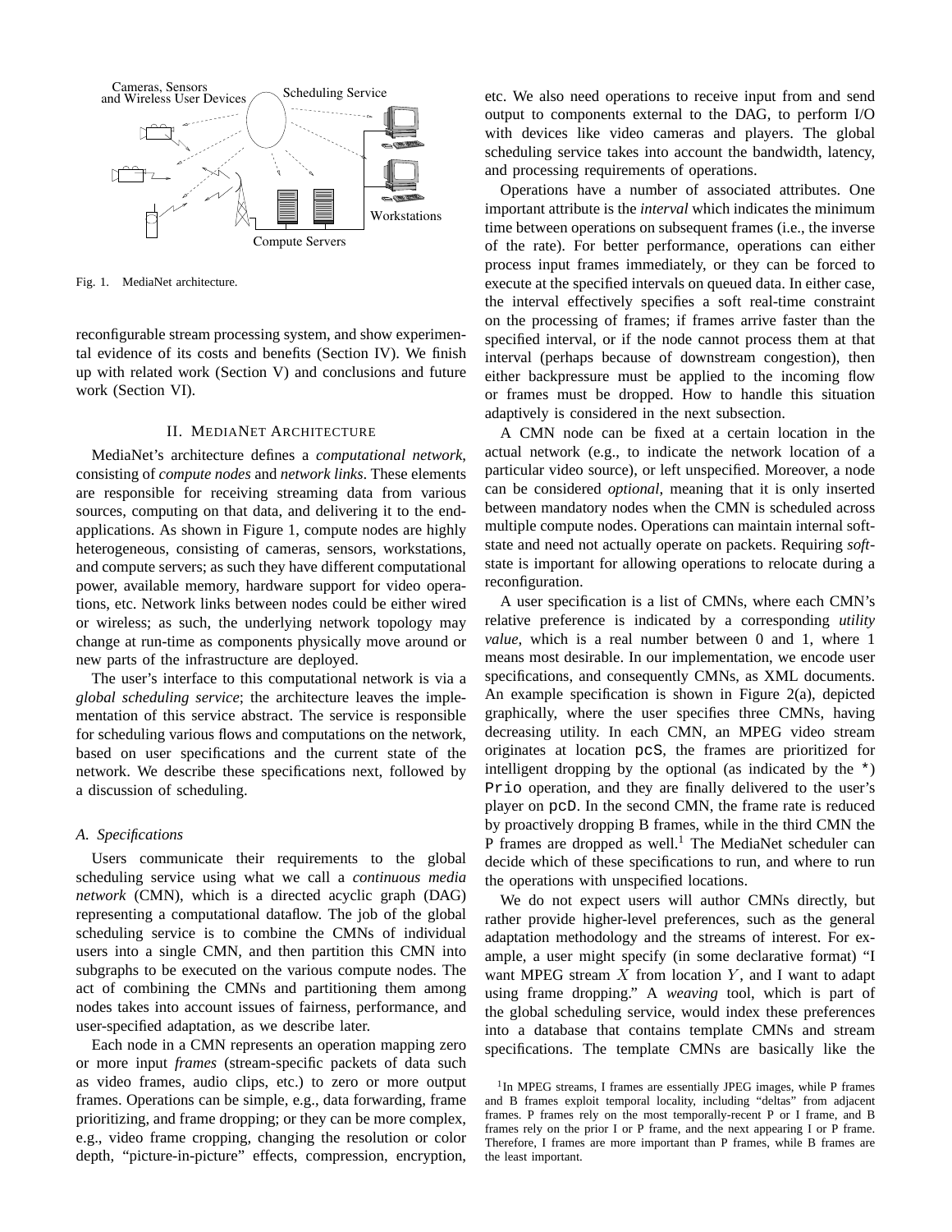Cameras, Sensors and Wireless User Devices

Scheduling Service

Workstations

Compute Servers

Fig. 1. MediaNet architecture.

reconfigurable stream processing system, and show experimental evidence of its costs and benefits (Section IV). We finish up with related work (Section V) and conclusions and future work (Section VI).

## II. MediaNet Architecture

MediaNet's architecture defines a *computational network*, consisting of *compute nodes* and *network links*. These elements are responsible for receiving streaming data from various sources, computing on that data, and delivering it to the end-applications. As shown in Figure 1, compute nodes are highly heterogeneous, consisting of cameras, sensors, workstations, and compute servers; as such they have different computational power, available memory, hardware support for video operations, etc. Network links between nodes could be either wired or wireless; as such, the underlying network topology may change at run-time as components physically move around or new parts of the infrastructure are deployed.

The user's interface to this computational network is via a *global scheduling service*; the architecture leaves the implementation of this service abstract. The service is responsible for scheduling various flows and computations on the network, based on user specifications and the current state of the network. We describe these specifications next, followed by a discussion of scheduling.

### A. Specifications

Users communicate their requirements to the global scheduling service using what we call a *continuous media network* (CMN), which is a directed acyclic graph (DAG) representing a computational dataflow. The job of the global scheduling service is to combine the CMNs of individual users into a single CMN, and then partition this CMN into subgraphs to be executed on the various compute nodes. The act of combining the CMNs and partitioning them among nodes takes into account issues of fairness, performance, and user-specified adaptation, as we describe later.

Each node in a CMN represents an operation mapping zero or more input *frames* (stream-specific packets of data such as video frames, audio clips, etc.) to zero or more output frames. Operations can be simple, e.g., data forwarding, frame prioritizing, and frame dropping; or they can be more complex, e.g., video frame cropping, changing the resolution or color depth, "picture-in-picture" effects, compression, encryption, etc. We also need operations to receive input from and send output to components external to the DAG, to perform I/O with devices like video cameras and players. The global scheduling service takes into account the bandwidth, latency, and processing requirements of operations.

Operations have a number of associated attributes. One important attribute is the *interval* which indicates the minimum time between operations on subsequent frames (i.e., the inverse of the rate). For better performance, operations can either process input frames immediately, or they can be forced to execute at the specified intervals on queued data. In either case, the interval effectively specifies a soft real-time constraint on the processing of frames; if frames arrive faster than the specified interval, or if the node cannot process them at that interval (perhaps because of downstream congestion), then either backpressure must be applied to the incoming flow or frames must be dropped. How to handle this situation adaptively is considered in the next subsection.

A CMN node can be fixed at a certain location in the actual network (e.g., to indicate the network location of a particular video source), or left unspecified. Moreover, a node can be considered *optional*, meaning that it is only inserted between mandatory nodes when the CMN is scheduled across multiple compute nodes. Operations can maintain internal soft-state and need not actually operate on packets. Requiring *soft*-state is important for allowing operations to relocate during a reconfiguration.

A user specification is a list of CMNs, where each CMN's relative preference is indicated by a corresponding *utility value*, which is a real number between 0 and 1, where 1 means most desirable. In our implementation, we encode user specifications, and consequently CMNs, as XML documents. An example specification is shown in Figure 2(a), depicted graphically, where the user specifies three CMNs, having decreasing utility. In each CMN, an MPEG video stream originates at location `pcS`, the frames are prioritized for intelligent dropping by the optional (as indicated by the `*`) `Prio` operation, and they are finally delivered to the user's player on `pcD`. In the second CMN, the frame rate is reduced by proactively dropping B frames, while in the third CMN the P frames are dropped as well.[1] The MediaNet scheduler can decide which of these specifications to run, and where to run the operations with unspecified locations.

We do not expect users will author CMNs directly, but rather provide higher-level preferences, such as the general adaptation methodology and the streams of interest. For example, a user might specify (in some declarative format) "I want MPEG stream $X$ from location $Y$, and I want to adapt using frame dropping." A *weaving* tool, which is part of the global scheduling service, would index these preferences into a database that contains template CMNs and stream specifications. The template CMNs are basically like the

[1] In MPEG streams, I frames are essentially JPEG images, while P frames and B frames exploit temporal locality, including "deltas" from adjacent frames. P frames rely on the most temporally-recent P or I frame, and B frames rely on the prior I or P frame, and the next appearing I or P frame. Therefore, I frames are more important than P frames, while B frames are the least important.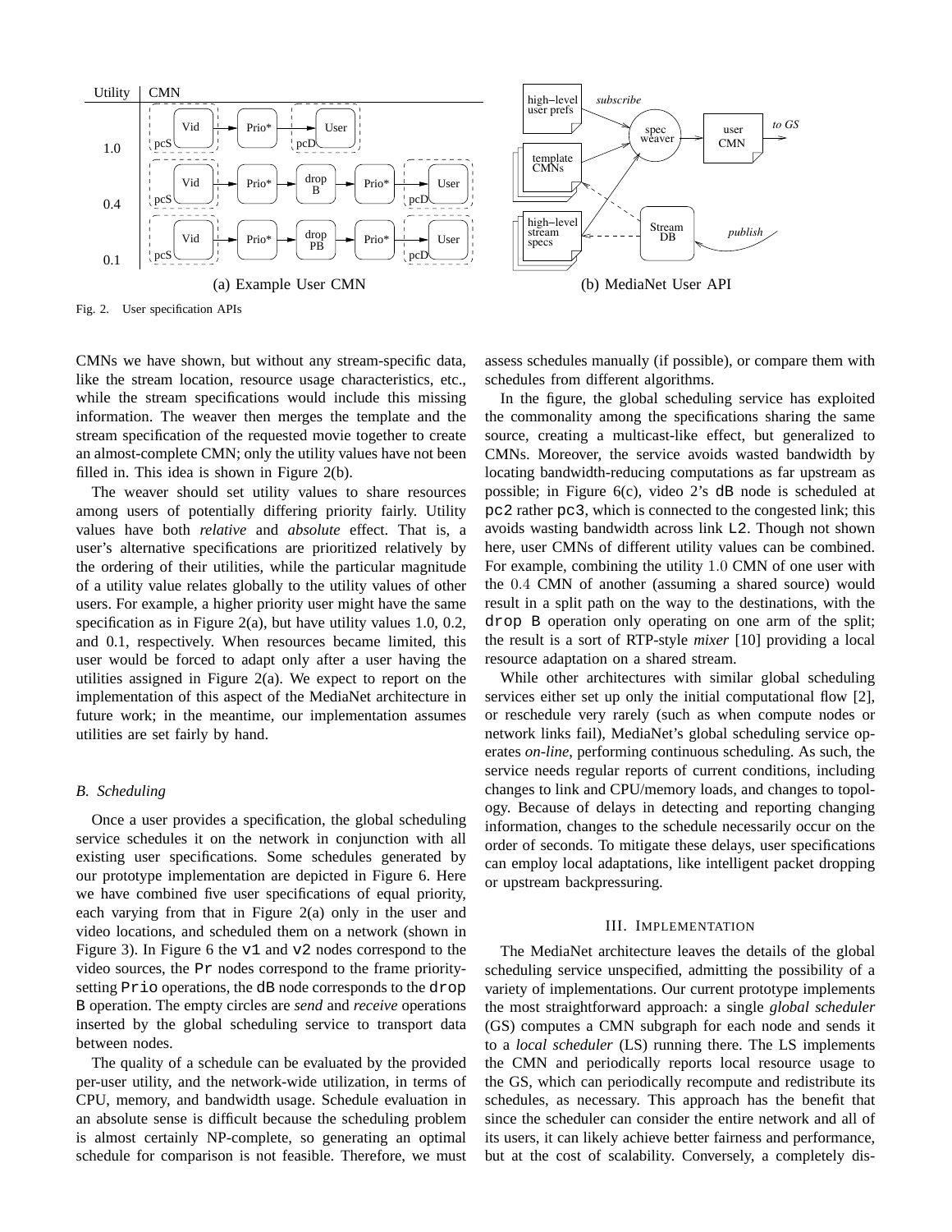(a) Example User CMN

(b) MediaNet User API

Fig. 2. User specification APIs

CMNs we have shown, but without any stream-specific data, like the stream location, resource usage characteristics, etc., while the stream specifications would include this missing information. The weaver then merges the template and the stream specification of the requested movie together to create an almost-complete CMN; only the utility values have not been filled in. This idea is shown in Figure 2(b).

The weaver should set utility values to share resources among users of potentially differing priority fairly. Utility values have both *relative* and *absolute* effect. That is, a user's alternative specifications are prioritized relatively by the ordering of their utilities, while the particular magnitude of a utility value relates globally to the utility values of other users. For example, a higher priority user might have the same specification as in Figure 2(a), but have utility values 1.0, 0.2, and 0.1, respectively. When resources became limited, this user would be forced to adapt only after a user having the utilities assigned in Figure 2(a). We expect to report on the implementation of this aspect of the MediaNet architecture in future work; in the meantime, our implementation assumes utilities are set fairly by hand.

### *B. Scheduling*

Once a user provides a specification, the global scheduling service schedules it on the network in conjunction with all existing user specifications. Some schedules generated by our prototype implementation are depicted in Figure 6. Here we have combined five user specifications of equal priority, each varying from that in Figure 2(a) only in the user and video locations, and scheduled them on a network (shown in Figure 3). In Figure 6 the `v1` and `v2` nodes correspond to the video sources, the `Pr` nodes correspond to the frame priority-setting `Prio` operations, the `dB` node corresponds to the `drop B` operation. The empty circles are *send* and *receive* operations inserted by the global scheduling service to transport data between nodes.

The quality of a schedule can be evaluated by the provided per-user utility, and the network-wide utilization, in terms of CPU, memory, and bandwidth usage. Schedule evaluation in an absolute sense is difficult because the scheduling problem is almost certainly NP-complete, so generating an optimal schedule for comparison is not feasible. Therefore, we must assess schedules manually (if possible), or compare them with schedules from different algorithms.

In the figure, the global scheduling service has exploited the commonality among the specifications sharing the same source, creating a multicast-like effect, but generalized to CMNs. Moreover, the service avoids wasted bandwidth by locating bandwidth-reducing computations as far upstream as possible; in Figure 6(c), video 2's `dB` node is scheduled at `pc2` rather `pc3`, which is connected to the congested link; this avoids wasting bandwidth across link `L2`. Though not shown here, user CMNs of different utility values can be combined. For example, combining the utility $1.0$ CMN of one user with the $0.4$ CMN of another (assuming a shared source) would result in a split path on the way to the destinations, with the `drop B` operation only operating on one arm of the split; the result is a sort of RTP-style *mixer* [10] providing a local resource adaptation on a shared stream.

While other architectures with similar global scheduling services either set up only the initial computational flow [2], or reschedule very rarely (such as when compute nodes or network links fail), MediaNet's global scheduling service operates *on-line*, performing continuous scheduling. As such, the service needs regular reports of current conditions, including changes to link and CPU/memory loads, and changes to topology. Because of delays in detecting and reporting changing information, changes to the schedule necessarily occur on the order of seconds. To mitigate these delays, user specifications can employ local adaptations, like intelligent packet dropping or upstream backpressuring.

## III. Implementation

The MediaNet architecture leaves the details of the global scheduling service unspecified, admitting the possibility of a variety of implementations. Our current prototype implements the most straightforward approach: a single *global scheduler* (GS) computes a CMN subgraph for each node and sends it to a *local scheduler* (LS) running there. The LS implements the CMN and periodically reports local resource usage to the GS, which can periodically recompute and redistribute its schedules, as necessary. This approach has the benefit that since the scheduler can consider the entire network and all of its users, it can likely achieve better fairness and performance, but at the cost of scalability. Conversely, a completely dis-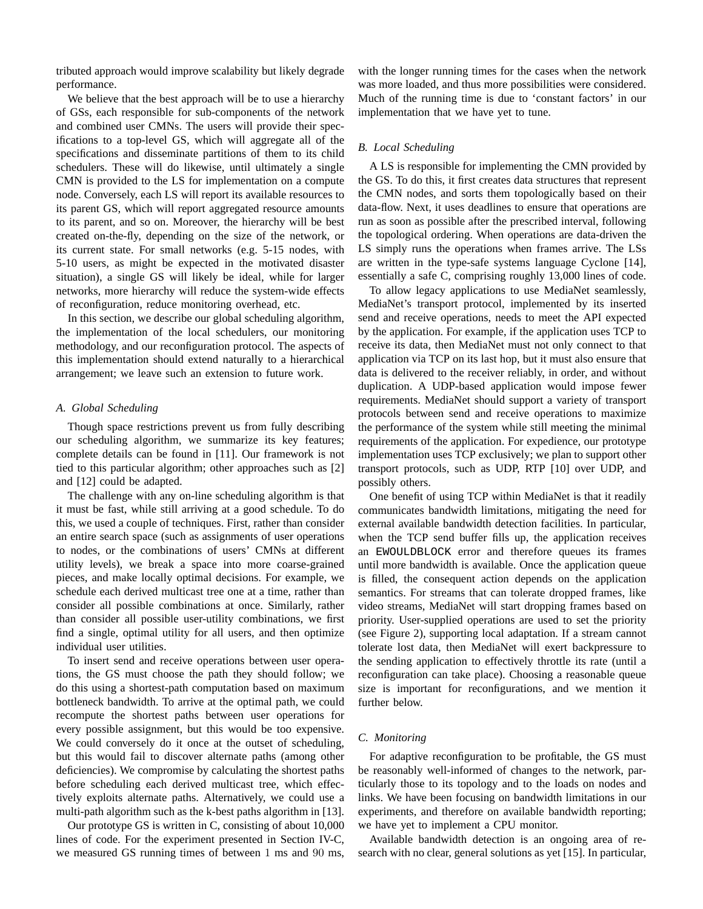tributed approach would improve scalability but likely degrade performance.

We believe that the best approach will be to use a hierarchy of GSs, each responsible for sub-components of the network and combined user CMNs. The users will provide their specifications to a top-level GS, which will aggregate all of the specifications and disseminate partitions of them to its child schedulers. These will do likewise, until ultimately a single CMN is provided to the LS for implementation on a compute node. Conversely, each LS will report its available resources to its parent GS, which will report aggregated resource amounts to its parent, and so on. Moreover, the hierarchy will be best created on-the-fly, depending on the size of the network, or its current state. For small networks (e.g. 5-15 nodes, with 5-10 users, as might be expected in the motivated disaster situation), a single GS will likely be ideal, while for larger networks, more hierarchy will reduce the system-wide effects of reconfiguration, reduce monitoring overhead, etc.

In this section, we describe our global scheduling algorithm, the implementation of the local schedulers, our monitoring methodology, and our reconfiguration protocol. The aspects of this implementation should extend naturally to a hierarchical arrangement; we leave such an extension to future work.

### A. Global Scheduling

Though space restrictions prevent us from fully describing our scheduling algorithm, we summarize its key features; complete details can be found in [11]. Our framework is not tied to this particular algorithm; other approaches such as [2] and [12] could be adapted.

The challenge with any on-line scheduling algorithm is that it must be fast, while still arriving at a good schedule. To do this, we used a couple of techniques. First, rather than consider an entire search space (such as assignments of user operations to nodes, or the combinations of users' CMNs at different utility levels), we break a space into more coarse-grained pieces, and make locally optimal decisions. For example, we schedule each derived multicast tree one at a time, rather than consider all possible combinations at once. Similarly, rather than consider all possible user-utility combinations, we first find a single, optimal utility for all users, and then optimize individual user utilities.

To insert send and receive operations between user operations, the GS must choose the path they should follow; we do this using a shortest-path computation based on maximum bottleneck bandwidth. To arrive at the optimal path, we could recompute the shortest paths between user operations for every possible assignment, but this would be too expensive. We could conversely do it once at the outset of scheduling, but this would fail to discover alternate paths (among other deficiencies). We compromise by calculating the shortest paths before scheduling each derived multicast tree, which effectively exploits alternate paths. Alternatively, we could use a multi-path algorithm such as the k-best paths algorithm in [13].

Our prototype GS is written in C, consisting of about 10,000 lines of code. For the experiment presented in Section IV-C, we measured GS running times of between 1 ms and 90 ms, with the longer running times for the cases when the network was more loaded, and thus more possibilities were considered. Much of the running time is due to 'constant factors' in our implementation that we have yet to tune.

### B. Local Scheduling

A LS is responsible for implementing the CMN provided by the GS. To do this, it first creates data structures that represent the CMN nodes, and sorts them topologically based on their data-flow. Next, it uses deadlines to ensure that operations are run as soon as possible after the prescribed interval, following the topological ordering. When operations are data-driven the LS simply runs the operations when frames arrive. The LSs are written in the type-safe systems language Cyclone [14], essentially a safe C, comprising roughly 13,000 lines of code.

To allow legacy applications to use MediaNet seamlessly, MediaNet's transport protocol, implemented by its inserted send and receive operations, needs to meet the API expected by the application. For example, if the application uses TCP to receive its data, then MediaNet must not only connect to that application via TCP on its last hop, but it must also ensure that data is delivered to the receiver reliably, in order, and without duplication. A UDP-based application would impose fewer requirements. MediaNet should support a variety of transport protocols between send and receive operations to maximize the performance of the system while still meeting the minimal requirements of the application. For expedience, our prototype implementation uses TCP exclusively; we plan to support other transport protocols, such as UDP, RTP [10] over UDP, and possibly others.

One benefit of using TCP within MediaNet is that it readily communicates bandwidth limitations, mitigating the need for external available bandwidth detection facilities. In particular, when the TCP send buffer fills up, the application receives an `EWOULDBLOCK` error and therefore queues its frames until more bandwidth is available. Once the application queue is filled, the consequent action depends on the application semantics. For streams that can tolerate dropped frames, like video streams, MediaNet will start dropping frames based on priority. User-supplied operations are used to set the priority (see Figure 2), supporting local adaptation. If a stream cannot tolerate lost data, then MediaNet will exert backpressure to the sending application to effectively throttle its rate (until a reconfiguration can take place). Choosing a reasonable queue size is important for reconfigurations, and we mention it further below.

### C. Monitoring

For adaptive reconfiguration to be profitable, the GS must be reasonably well-informed of changes to the network, particularly those to its topology and to the loads on nodes and links. We have been focusing on bandwidth limitations in our experiments, and therefore on available bandwidth reporting; we have yet to implement a CPU monitor.

Available bandwidth detection is an ongoing area of research with no clear, general solutions as yet [15]. In particular,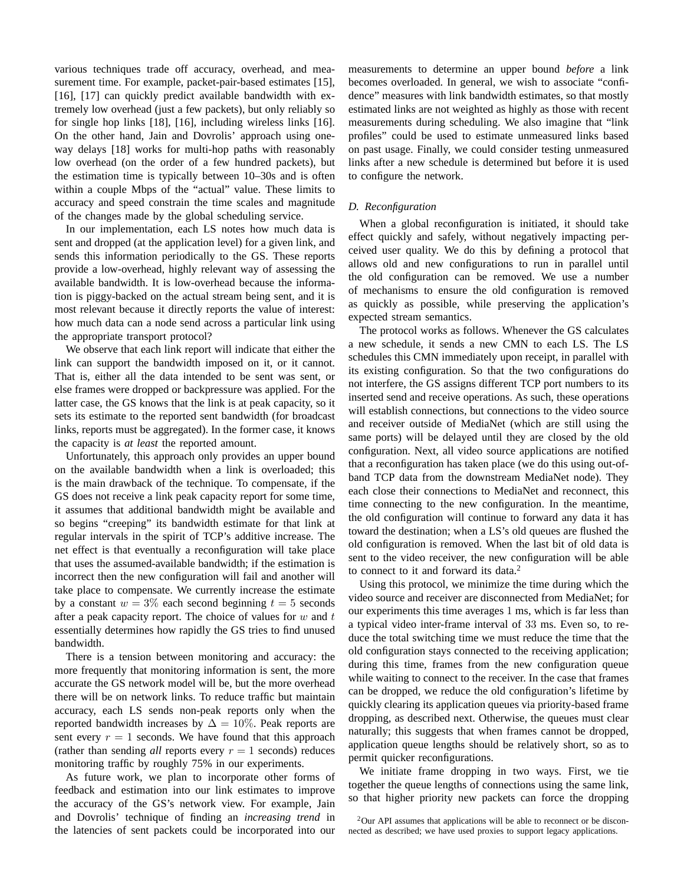various techniques trade off accuracy, overhead, and measurement time. For example, packet-pair-based estimates [15], [16], [17] can quickly predict available bandwidth with extremely low overhead (just a few packets), but only reliably so for single hop links [18], [16], including wireless links [16]. On the other hand, Jain and Dovrolis' approach using one-way delays [18] works for multi-hop paths with reasonably low overhead (on the order of a few hundred packets), but the estimation time is typically between 10–30s and is often within a couple Mbps of the "actual" value. These limits to accuracy and speed constrain the time scales and magnitude of the changes made by the global scheduling service.

In our implementation, each LS notes how much data is sent and dropped (at the application level) for a given link, and sends this information periodically to the GS. These reports provide a low-overhead, highly relevant way of assessing the available bandwidth. It is low-overhead because the information is piggy-backed on the actual stream being sent, and it is most relevant because it directly reports the value of interest: how much data can a node send across a particular link using the appropriate transport protocol?

We observe that each link report will indicate that either the link can support the bandwidth imposed on it, or it cannot. That is, either all the data intended to be sent was sent, or else frames were dropped or backpressure was applied. For the latter case, the GS knows that the link is at peak capacity, so it sets its estimate to the reported sent bandwidth (for broadcast links, reports must be aggregated). In the former case, it knows the capacity is *at least* the reported amount.

Unfortunately, this approach only provides an upper bound on the available bandwidth when a link is overloaded; this is the main drawback of the technique. To compensate, if the GS does not receive a link peak capacity report for some time, it assumes that additional bandwidth might be available and so begins "creeping" its bandwidth estimate for that link at regular intervals in the spirit of TCP's additive increase. The net effect is that eventually a reconfiguration will take place that uses the assumed-available bandwidth; if the estimation is incorrect then the new configuration will fail and another will take place to compensate. We currently increase the estimate by a constant $w = 3\%$ each second beginning $t = 5$ seconds after a peak capacity report. The choice of values for $w$ and $t$ essentially determines how rapidly the GS tries to find unused bandwidth.

There is a tension between monitoring and accuracy: the more frequently that monitoring information is sent, the more accurate the GS network model will be, but the more overhead there will be on network links. To reduce traffic but maintain accuracy, each LS sends non-peak reports only when the reported bandwidth increases by $\Delta = 10\%$. Peak reports are sent every $r = 1$ seconds. We have found that this approach (rather than sending *all* reports every $r = 1$ seconds) reduces monitoring traffic by roughly 75% in our experiments.

As future work, we plan to incorporate other forms of feedback and estimation into our link estimates to improve the accuracy of the GS's network view. For example, Jain and Dovrolis' technique of finding an *increasing trend* in the latencies of sent packets could be incorporated into our measurements to determine an upper bound *before* a link becomes overloaded. In general, we wish to associate "confidence" measures with link bandwidth estimates, so that mostly estimated links are not weighted as highly as those with recent measurements during scheduling. We also imagine that "link profiles" could be used to estimate unmeasured links based on past usage. Finally, we could consider testing unmeasured links after a new schedule is determined but before it is used to configure the network.

### *D. Reconfiguration*

When a global reconfiguration is initiated, it should take effect quickly and safely, without negatively impacting perceived user quality. We do this by defining a protocol that allows old and new configurations to run in parallel until the old configuration can be removed. We use a number of mechanisms to ensure the old configuration is removed as quickly as possible, while preserving the application's expected stream semantics.

The protocol works as follows. Whenever the GS calculates a new schedule, it sends a new CMN to each LS. The LS schedules this CMN immediately upon receipt, in parallel with its existing configuration. So that the two configurations do not interfere, the GS assigns different TCP port numbers to its inserted send and receive operations. As such, these operations will establish connections, but connections to the video source and receiver outside of MediaNet (which are still using the same ports) will be delayed until they are closed by the old configuration. Next, all video source applications are notified that a reconfiguration has taken place (we do this using out-of-band TCP data from the downstream MediaNet node). They each close their connections to MediaNet and reconnect, this time connecting to the new configuration. In the meantime, the old configuration will continue to forward any data it has toward the destination; when a LS's old queues are flushed the old configuration is removed. When the last bit of old data is sent to the video receiver, the new configuration will be able to connect to it and forward its data.[2]

Using this protocol, we minimize the time during which the video source and receiver are disconnected from MediaNet; for our experiments this time averages 1 ms, which is far less than a typical video inter-frame interval of 33 ms. Even so, to reduce the total switching time we must reduce the time that the old configuration stays connected to the receiving application; during this time, frames from the new configuration queue while waiting to connect to the receiver. In the case that frames can be dropped, we reduce the old configuration's lifetime by quickly clearing its application queues via priority-based frame dropping, as described next. Otherwise, the queues must clear naturally; this suggests that when frames cannot be dropped, application queue lengths should be relatively short, so as to permit quicker reconfigurations.

We initiate frame dropping in two ways. First, we tie together the queue lengths of connections using the same link, so that higher priority new packets can force the dropping

[2] Our API assumes that applications will be able to reconnect or be disconnected as described; we have used proxies to support legacy applications.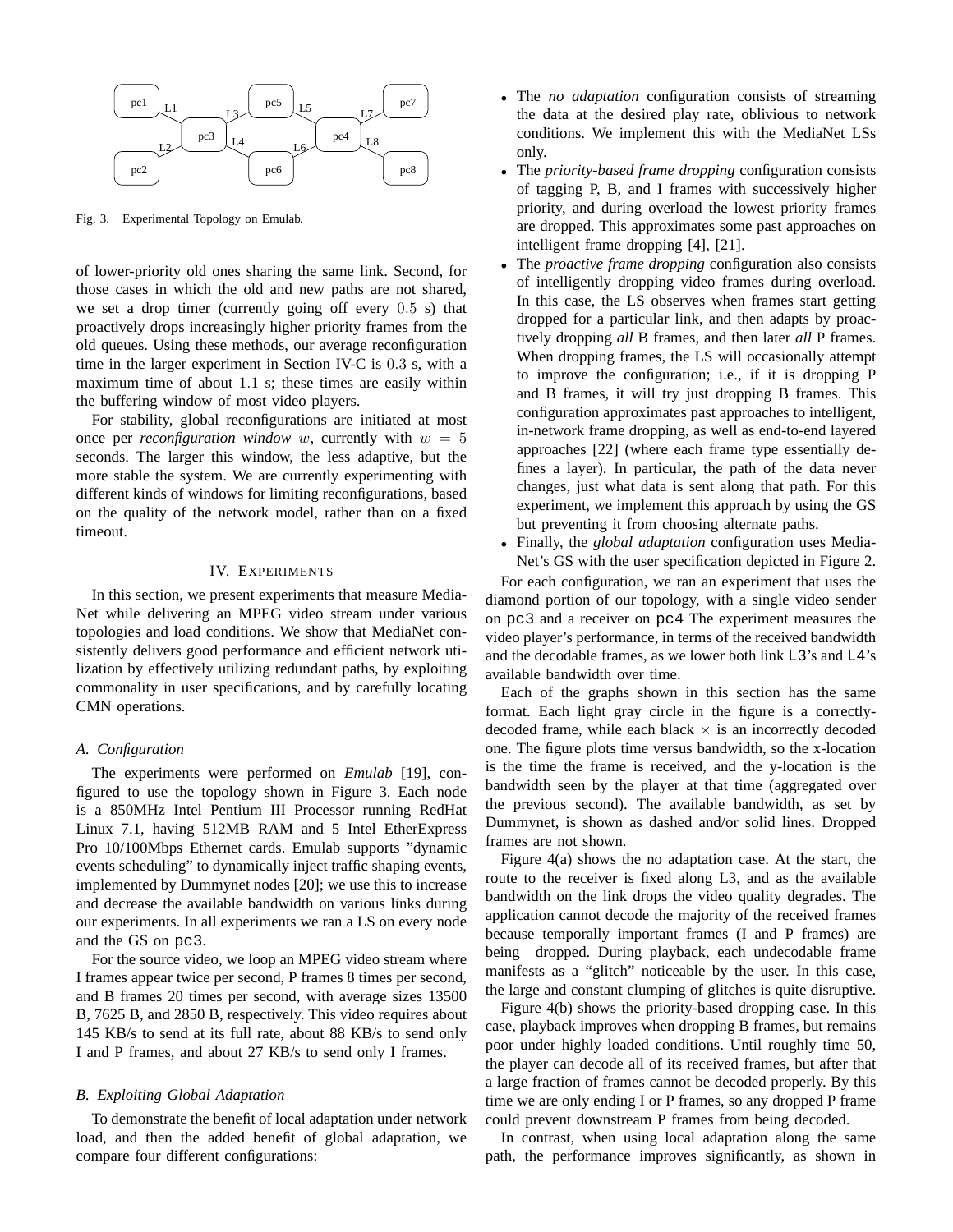Fig. 3. Experimental Topology on Emulab.

of lower-priority old ones sharing the same link. Second, for those cases in which the old and new paths are not shared, we set a drop timer (currently going off every $0.5$ s) that proactively drops increasingly higher priority frames from the old queues. Using these methods, our average reconfiguration time in the larger experiment in Section IV-C is $0.3$ s, with a maximum time of about $1.1$ s; these times are easily within the buffering window of most video players.

For stability, global reconfigurations are initiated at most once per *reconfiguration window* $w$, currently with $w = 5$ seconds. The larger this window, the less adaptive, but the more stable the system. We are currently experimenting with different kinds of windows for limiting reconfigurations, based on the quality of the network model, rather than on a fixed timeout.

## IV. Experiments

In this section, we present experiments that measure MediaNet while delivering an MPEG video stream under various topologies and load conditions. We show that MediaNet consistently delivers good performance and efficient network utilization by effectively utilizing redundant paths, by exploiting commonality in user specifications, and by carefully locating CMN operations.

### A. Configuration

The experiments were performed on *Emulab* [19], configured to use the topology shown in Figure 3. Each node is a 850MHz Intel Pentium III Processor running RedHat Linux 7.1, having 512MB RAM and 5 Intel EtherExpress Pro 10/100Mbps Ethernet cards. Emulab supports "dynamic events scheduling" to dynamically inject traffic shaping events, implemented by Dummynet nodes [20]; we use this to increase and decrease the available bandwidth on various links during our experiments. In all experiments we ran a LS on every node and the GS on `pc3`.

For the source video, we loop an MPEG video stream where I frames appear twice per second, P frames 8 times per second, and B frames 20 times per second, with average sizes 13500 B, 7625 B, and 2850 B, respectively. This video requires about 145 KB/s to send at its full rate, about 88 KB/s to send only I and P frames, and about 27 KB/s to send only I frames.

### B. Exploiting Global Adaptation

To demonstrate the benefit of local adaptation under network load, and then the added benefit of global adaptation, we compare four different configurations:

- The *no adaptation* configuration consists of streaming the data at the desired play rate, oblivious to network conditions. We implement this with the MediaNet LSs only.
- The *priority-based frame dropping* configuration consists of tagging P, B, and I frames with successively higher priority, and during overload the lowest priority frames are dropped. This approximates some past approaches on intelligent frame dropping [4], [21].
- The *proactive frame dropping* configuration also consists of intelligently dropping video frames during overload. In this case, the LS observes when frames start getting dropped for a particular link, and then adapts by proactively dropping *all* B frames, and then later *all* P frames. When dropping frames, the LS will occasionally attempt to improve the configuration; i.e., if it is dropping P and B frames, it will try just dropping B frames. This configuration approximates past approaches to intelligent, in-network frame dropping, as well as end-to-end layered approaches [22] (where each frame type essentially defines a layer). In particular, the path of the data never changes, just what data is sent along that path. For this experiment, we implement this approach by using the GS but preventing it from choosing alternate paths.
- Finally, the *global adaptation* configuration uses MediaNet's GS with the user specification depicted in Figure 2.

For each configuration, we ran an experiment that uses the diamond portion of our topology, with a single video sender on `pc3` and a receiver on `pc4` The experiment measures the video player's performance, in terms of the received bandwidth and the decodable frames, as we lower both link `L3`'s and `L4`'s available bandwidth over time.

Each of the graphs shown in this section has the same format. Each light gray circle in the figure is a correctly-decoded frame, while each black $\times$ is an incorrectly decoded one. The figure plots time versus bandwidth, so the x-location is the time the frame is received, and the y-location is the bandwidth seen by the player at that time (aggregated over the previous second). The available bandwidth, as set by Dummynet, is shown as dashed and/or solid lines. Dropped frames are not shown.

Figure 4(a) shows the no adaptation case. At the start, the route to the receiver is fixed along L3, and as the available bandwidth on the link drops the video quality degrades. The application cannot decode the majority of the received frames because temporally important frames (I and P frames) are being dropped. During playback, each undecodable frame manifests as a "glitch" noticeable by the user. In this case, the large and constant clumping of glitches is quite disruptive.

Figure 4(b) shows the priority-based dropping case. In this case, playback improves when dropping B frames, but remains poor under highly loaded conditions. Until roughly time 50, the player can decode all of its received frames, but after that a large fraction of frames cannot be decoded properly. By this time we are only ending I or P frames, so any dropped P frame could prevent downstream P frames from being decoded.

In contrast, when using local adaptation along the same path, the performance improves significantly, as shown in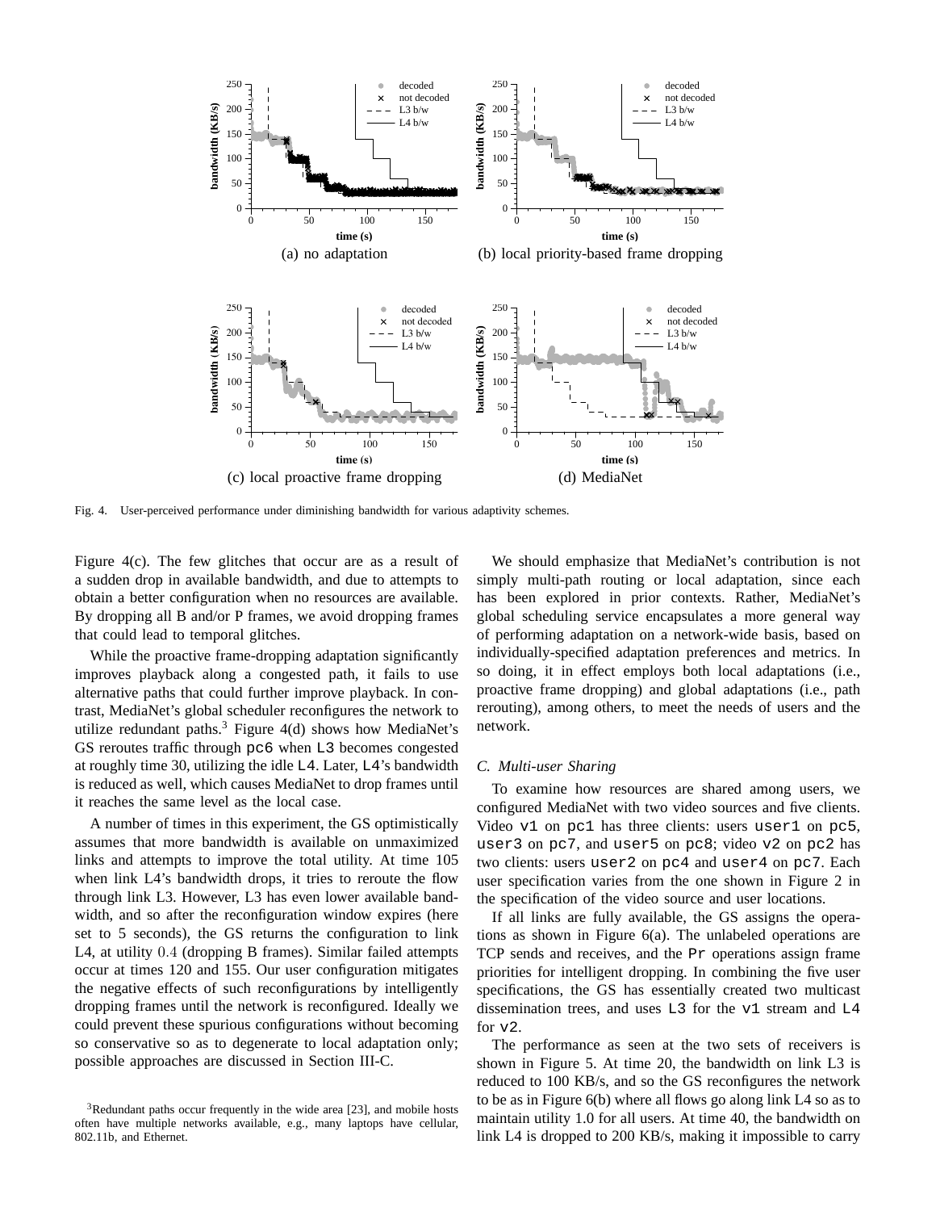Fig. 4. User-perceived performance under diminishing bandwidth for various adaptivity schemes.

Figure 4(c). The few glitches that occur are as a result of a sudden drop in available bandwidth, and due to attempts to obtain a better configuration when no resources are available. By dropping all B and/or P frames, we avoid dropping frames that could lead to temporal glitches.

While the proactive frame-dropping adaptation significantly improves playback along a congested path, it fails to use alternative paths that could further improve playback. In contrast, MediaNet's global scheduler reconfigures the network to utilize redundant paths.[3] Figure 4(d) shows how MediaNet's GS reroutes traffic through `pc6` when `L3` becomes congested at roughly time 30, utilizing the idle `L4`. Later, `L4`'s bandwidth is reduced as well, which causes MediaNet to drop frames until it reaches the same level as the local case.

A number of times in this experiment, the GS optimistically assumes that more bandwidth is available on unmaximized links and attempts to improve the total utility. At time 105 when link L4's bandwidth drops, it tries to reroute the flow through link L3. However, L3 has even lower available bandwidth, and so after the reconfiguration window expires (here set to 5 seconds), the GS returns the configuration to link L4, at utility $0.4$ (dropping B frames). Similar failed attempts occur at times 120 and 155. Our user configuration mitigates the negative effects of such reconfigurations by intelligently dropping frames until the network is reconfigured. Ideally we could prevent these spurious configurations without becoming so conservative so as to degenerate to local adaptation only; possible approaches are discussed in Section III-C.

[3]Redundant paths occur frequently in the wide area [23], and mobile hosts often have multiple networks available, e.g., many laptops have cellular, 802.11b, and Ethernet.

We should emphasize that MediaNet's contribution is not simply multi-path routing or local adaptation, since each has been explored in prior contexts. Rather, MediaNet's global scheduling service encapsulates a more general way of performing adaptation on a network-wide basis, based on individually-specified adaptation preferences and metrics. In so doing, it in effect employs both local adaptations (i.e., proactive frame dropping) and global adaptations (i.e., path rerouting), among others, to meet the needs of users and the network.

### C. Multi-user Sharing

To examine how resources are shared among users, we configured MediaNet with two video sources and five clients. Video `v1` on `pc1` has three clients: users `user1` on `pc5`, `user3` on `pc7`, and `user5` on `pc8`; video `v2` on `pc2` has two clients: users `user2` on `pc4` and `user4` on `pc7`. Each user specification varies from the one shown in Figure 2 in the specification of the video source and user locations.

If all links are fully available, the GS assigns the operations as shown in Figure 6(a). The unlabeled operations are TCP sends and receives, and the `Pr` operations assign frame priorities for intelligent dropping. In combining the five user specifications, the GS has essentially created two multicast dissemination trees, and uses `L3` for the `v1` stream and `L4` for `v2`.

The performance as seen at the two sets of receivers is shown in Figure 5. At time 20, the bandwidth on link L3 is reduced to 100 KB/s, and so the GS reconfigures the network to be as in Figure 6(b) where all flows go along link L4 so as to maintain utility 1.0 for all users. At time 40, the bandwidth on link L4 is dropped to 200 KB/s, making it impossible to carry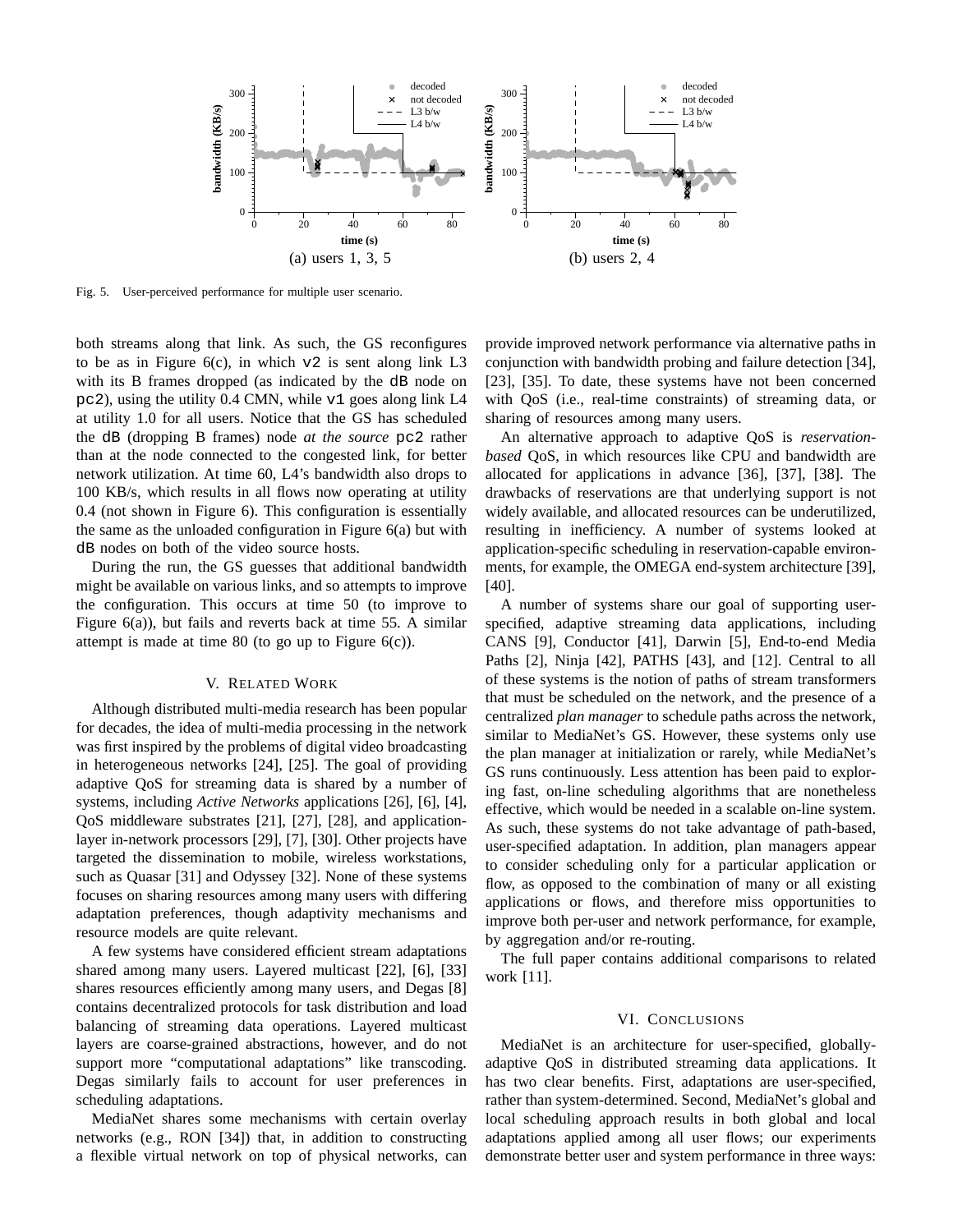(a) users 1, 3, 5

(b) users 2, 4

Fig. 5. User-perceived performance for multiple user scenario.

both streams along that link. As such, the GS reconfigures to be as in Figure 6(c), in which `v2` is sent along link L3 with its B frames dropped (as indicated by the `dB` node on `pc2`), using the utility 0.4 CMN, while `v1` goes along link L4 at utility 1.0 for all users. Notice that the GS has scheduled the `dB` (dropping B frames) node *at the source* `pc2` rather than at the node connected to the congested link, for better network utilization. At time 60, L4's bandwidth also drops to 100 KB/s, which results in all flows now operating at utility 0.4 (not shown in Figure 6). This configuration is essentially the same as the unloaded configuration in Figure 6(a) but with `dB` nodes on both of the video source hosts.

During the run, the GS guesses that additional bandwidth might be available on various links, and so attempts to improve the configuration. This occurs at time 50 (to improve to Figure 6(a)), but fails and reverts back at time 55. A similar attempt is made at time 80 (to go up to Figure 6(c)).

## V. Related Work

Although distributed multi-media research has been popular for decades, the idea of multi-media processing in the network was first inspired by the problems of digital video broadcasting in heterogeneous networks [24], [25]. The goal of providing adaptive QoS for streaming data is shared by a number of systems, including *Active Networks* applications [26], [6], [4], QoS middleware substrates [21], [27], [28], and application-layer in-network processors [29], [7], [30]. Other projects have targeted the dissemination to mobile, wireless workstations, such as Quasar [31] and Odyssey [32]. None of these systems focuses on sharing resources among many users with differing adaptation preferences, though adaptivity mechanisms and resource models are quite relevant.

A few systems have considered efficient stream adaptations shared among many users. Layered multicast [22], [6], [33] shares resources efficiently among many users, and Degas [8] contains decentralized protocols for task distribution and load balancing of streaming data operations. Layered multicast layers are coarse-grained abstractions, however, and do not support more "computational adaptations" like transcoding. Degas similarly fails to account for user preferences in scheduling adaptations.

MediaNet shares some mechanisms with certain overlay networks (e.g., RON [34]) that, in addition to constructing a flexible virtual network on top of physical networks, can provide improved network performance via alternative paths in conjunction with bandwidth probing and failure detection [34], [23], [35]. To date, these systems have not been concerned with QoS (i.e., real-time constraints) of streaming data, or sharing of resources among many users.

An alternative approach to adaptive QoS is *reservation-based* QoS, in which resources like CPU and bandwidth are allocated for applications in advance [36], [37], [38]. The drawbacks of reservations are that underlying support is not widely available, and allocated resources can be underutilized, resulting in inefficiency. A number of systems looked at application-specific scheduling in reservation-capable environments, for example, the OMEGA end-system architecture [39], [40].

A number of systems share our goal of supporting user-specified, adaptive streaming data applications, including CANS [9], Conductor [41], Darwin [5], End-to-end Media Paths [2], Ninja [42], PATHS [43], and [12]. Central to all of these systems is the notion of paths of stream transformers that must be scheduled on the network, and the presence of a centralized *plan manager* to schedule paths across the network, similar to MediaNet's GS. However, these systems only use the plan manager at initialization or rarely, while MediaNet's GS runs continuously. Less attention has been paid to exploring fast, on-line scheduling algorithms that are nonetheless effective, which would be needed in a scalable on-line system. As such, these systems do not take advantage of path-based, user-specified adaptation. In addition, plan managers appear to consider scheduling only for a particular application or flow, as opposed to the combination of many or all existing applications or flows, and therefore miss opportunities to improve both per-user and network performance, for example, by aggregation and/or re-routing.

The full paper contains additional comparisons to related work [11].

## VI. Conclusions

MediaNet is an architecture for user-specified, globally-adaptive QoS in distributed streaming data applications. It has two clear benefits. First, adaptations are user-specified, rather than system-determined. Second, MediaNet's global and local scheduling approach results in both global and local adaptations applied among all user flows; our experiments demonstrate better user and system performance in three ways: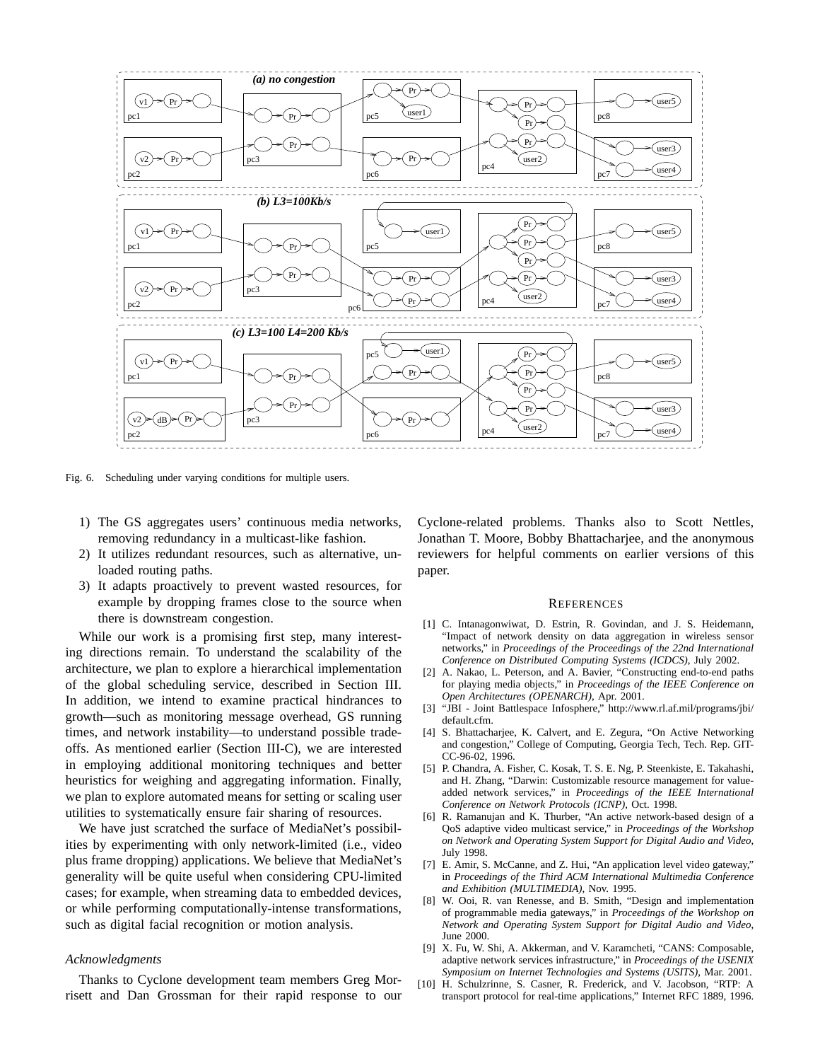Fig. 6. Scheduling under varying conditions for multiple users.

1) The GS aggregates users' continuous media networks, removing redundancy in a multicast-like fashion.
2) It utilizes redundant resources, such as alternative, unloaded routing paths.
3) It adapts proactively to prevent wasted resources, for example by dropping frames close to the source when there is downstream congestion.

While our work is a promising first step, many interesting directions remain. To understand the scalability of the architecture, we plan to explore a hierarchical implementation of the global scheduling service, described in Section III. In addition, we intend to examine practical hindrances to growth—such as monitoring message overhead, GS running times, and network instability—to understand possible tradeoffs. As mentioned earlier (Section III-C), we are interested in employing additional monitoring techniques and better heuristics for weighing and aggregating information. Finally, we plan to explore automated means for setting or scaling user utilities to systematically ensure fair sharing of resources.

We have just scratched the surface of MediaNet's possibilities by experimenting with only network-limited (i.e., video plus frame dropping) applications. We believe that MediaNet's generality will be quite useful when considering CPU-limited cases; for example, when streaming data to embedded devices, or while performing computationally-intense transformations, such as digital facial recognition or motion analysis.

### *Acknowledgments*

Thanks to Cyclone development team members Greg Morrisett and Dan Grossman for their rapid response to our Cyclone-related problems. Thanks also to Scott Nettles, Jonathan T. Moore, Bobby Bhattacharjee, and the anonymous reviewers for helpful comments on earlier versions of this paper.

## REFERENCES

[1] C. Intanagonwiwat, D. Estrin, R. Govindan, and J. S. Heidemann, "Impact of network density on data aggregation in wireless sensor networks," in *Proceedings of the Proceedings of the 22nd International Conference on Distributed Computing Systems (ICDCS)*, July 2002.

[2] A. Nakao, L. Peterson, and A. Bavier, "Constructing end-to-end paths for playing media objects," in *Proceedings of the IEEE Conference on Open Architectures (OPENARCH)*, Apr. 2001.

[3] "JBI - Joint Battlespace Infosphere," http://www.rl.af.mil/programs/jbi/default.cfm.

[4] S. Bhattacharjee, K. Calvert, and E. Zegura, "On Active Networking and congestion," College of Computing, Georgia Tech, Tech. Rep. GIT-CC-96-02, 1996.

[5] P. Chandra, A. Fisher, C. Kosak, T. S. E. Ng, P. Steenkiste, E. Takahashi, and H. Zhang, "Darwin: Customizable resource management for value-added network services," in *Proceedings of the IEEE International Conference on Network Protocols (ICNP)*, Oct. 1998.

[6] R. Ramanujan and K. Thurber, "An active network-based design of a QoS adaptive video multicast service," in *Proceedings of the Workshop on Network and Operating System Support for Digital Audio and Video*, July 1998.

[7] E. Amir, S. McCanne, and Z. Hui, "An application level video gateway," in *Proceedings of the Third ACM International Multimedia Conference and Exhibition (MULTIMEDIA)*, Nov. 1995.

[8] W. Ooi, R. van Renesse, and B. Smith, "Design and implementation of programmable media gateways," in *Proceedings of the Workshop on Network and Operating System Support for Digital Audio and Video*, June 2000.

[9] X. Fu, W. Shi, A. Akkerman, and V. Karamcheti, "CANS: Composable, adaptive network services infrastructure," in *Proceedings of the USENIX Symposium on Internet Technologies and Systems (USITS)*, Mar. 2001.

[10] H. Schulzrinne, S. Casner, R. Frederick, and V. Jacobson, "RTP: A transport protocol for real-time applications," Internet RFC 1889, 1996.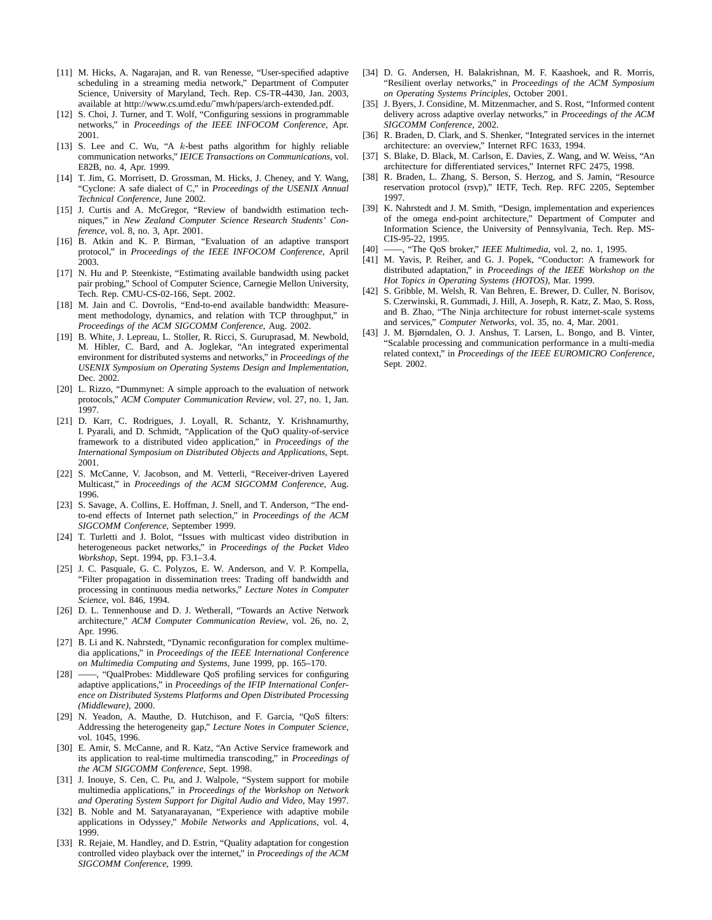[11] M. Hicks, A. Nagarajan, and R. van Renesse, "User-specified adaptive scheduling in a streaming media network," Department of Computer Science, University of Maryland, Tech. Rep. CS-TR-4430, Jan. 2003, available at http://www.cs.umd.edu/~mwh/papers/arch-extended.pdf.

[12] S. Choi, J. Turner, and T. Wolf, "Configuring sessions in programmable networks," in *Proceedings of the IEEE INFOCOM Conference*, Apr. 2001.

[13] S. Lee and C. Wu, "A $k$-best paths algorithm for highly reliable communication networks," *IEICE Transactions on Communications*, vol. E82B, no. 4, Apr. 1999.

[14] T. Jim, G. Morrisett, D. Grossman, M. Hicks, J. Cheney, and Y. Wang, "Cyclone: A safe dialect of C," in *Proceedings of the USENIX Annual Technical Conference*, June 2002.

[15] J. Curtis and A. McGregor, "Review of bandwidth estimation techniques," in *New Zealand Computer Science Research Students' Conference*, vol. 8, no. 3, Apr. 2001.

[16] B. Atkin and K. P. Birman, "Evaluation of an adaptive transport protocol," in *Proceedings of the IEEE INFOCOM Conference*, April 2003.

[17] N. Hu and P. Steenkiste, "Estimating available bandwidth using packet pair probing," School of Computer Science, Carnegie Mellon University, Tech. Rep. CMU-CS-02-166, Sept. 2002.

[18] M. Jain and C. Dovrolis, "End-to-end available bandwidth: Measurement methodology, dynamics, and relation with TCP throughput," in *Proceedings of the ACM SIGCOMM Conference*, Aug. 2002.

[19] B. White, J. Lepreau, L. Stoller, R. Ricci, S. Guruprasad, M. Newbold, M. Hibler, C. Bard, and A. Joglekar, "An integrated experimental environment for distributed systems and networks," in *Proceedings of the USENIX Symposium on Operating Systems Design and Implementation*, Dec. 2002.

[20] L. Rizzo, "Dummynet: A simple approach to the evaluation of network protocols," *ACM Computer Communication Review*, vol. 27, no. 1, Jan. 1997.

[21] D. Karr, C. Rodrigues, J. Loyall, R. Schantz, Y. Krishnamurthy, I. Pyarali, and D. Schmidt, "Application of the QuO quality-of-service framework to a distributed video application," in *Proceedings of the International Symposium on Distributed Objects and Applications*, Sept. 2001.

[22] S. McCanne, V. Jacobson, and M. Vetterli, "Receiver-driven Layered Multicast," in *Proceedings of the ACM SIGCOMM Conference*, Aug. 1996.

[23] S. Savage, A. Collins, E. Hoffman, J. Snell, and T. Anderson, "The end-to-end effects of Internet path selection," in *Proceedings of the ACM SIGCOMM Conference*, September 1999.

[24] T. Turletti and J. Bolot, "Issues with multicast video distribution in heterogeneous packet networks," in *Proceedings of the Packet Video Workshop*, Sept. 1994, pp. F3.1–3.4.

[25] J. C. Pasquale, G. C. Polyzos, E. W. Anderson, and V. P. Kompella, "Filter propagation in dissemination trees: Trading off bandwidth and processing in continuous media networks," *Lecture Notes in Computer Science*, vol. 846, 1994.

[26] D. L. Tennenhouse and D. J. Wetherall, "Towards an Active Network architecture," *ACM Computer Communication Review*, vol. 26, no. 2, Apr. 1996.

[27] B. Li and K. Nahrstedt, "Dynamic reconfiguration for complex multimedia applications," in *Proceedings of the IEEE International Conference on Multimedia Computing and Systems*, June 1999, pp. 165–170.

[28] ——, "QualProbes: Middleware QoS profiling services for configuring adaptive applications," in *Proceedings of the IFIP International Conference on Distributed Systems Platforms and Open Distributed Processing (Middleware)*, 2000.

[29] N. Yeadon, A. Mauthe, D. Hutchison, and F. Garcia, "QoS filters: Addressing the heterogeneity gap," *Lecture Notes in Computer Science*, vol. 1045, 1996.

[30] E. Amir, S. McCanne, and R. Katz, "An Active Service framework and its application to real-time multimedia transcoding," in *Proceedings of the ACM SIGCOMM Conference*, Sept. 1998.

[31] J. Inouye, S. Cen, C. Pu, and J. Walpole, "System support for mobile multimedia applications," in *Proceedings of the Workshop on Network and Operating System Support for Digital Audio and Video*, May 1997.

[32] B. Noble and M. Satyanarayanan, "Experience with adaptive mobile applications in Odyssey," *Mobile Networks and Applications*, vol. 4, 1999.

[33] R. Rejaie, M. Handley, and D. Estrin, "Quality adaptation for congestion controlled video playback over the internet," in *Proceedings of the ACM SIGCOMM Conference*, 1999.

[34] D. G. Andersen, H. Balakrishnan, M. F. Kaashoek, and R. Morris, "Resilient overlay networks," in *Proceedings of the ACM Symposium on Operating Systems Principles*, October 2001.

[35] J. Byers, J. Considine, M. Mitzenmacher, and S. Rost, "Informed content delivery across adaptive overlay networks," in *Proceedings of the ACM SIGCOMM Conference*, 2002.

[36] R. Braden, D. Clark, and S. Shenker, "Integrated services in the internet architecture: an overview," Internet RFC 1633, 1994.

[37] S. Blake, D. Black, M. Carlson, E. Davies, Z. Wang, and W. Weiss, "An architecture for differentiated services," Internet RFC 2475, 1998.

[38] R. Braden, L. Zhang, S. Berson, S. Herzog, and S. Jamin, "Resource reservation protocol (rsvp)," IETF, Tech. Rep. RFC 2205, September 1997.

[39] K. Nahrstedt and J. M. Smith, "Design, implementation and experiences of the omega end-point architecture," Department of Computer and Information Science, the University of Pennsylvania, Tech. Rep. MS-CIS-95-22, 1995.

[40] ——, "The QoS broker," *IEEE Multimedia*, vol. 2, no. 1, 1995.

[41] M. Yavis, P. Reiher, and G. J. Popek, "Conductor: A framework for distributed adaptation," in *Proceedings of the IEEE Workshop on the Hot Topics in Operating Systems (HOTOS)*, Mar. 1999.

[42] S. Gribble, M. Welsh, R. Van Behren, E. Brewer, D. Culler, N. Borisov, S. Czerwinski, R. Gummadi, J. Hill, A. Joseph, R. Katz, Z. Mao, S. Ross, and B. Zhao, "The Ninja architecture for robust internet-scale systems and services," *Computer Networks*, vol. 35, no. 4, Mar. 2001.

[43] J. M. Bjørndalen, O. J. Anshus, T. Larsen, L. Bongo, and B. Vinter, "Scalable processing and communication performance in a multi-media related context," in *Proceedings of the IEEE EUROMICRO Conference*, Sept. 2002.